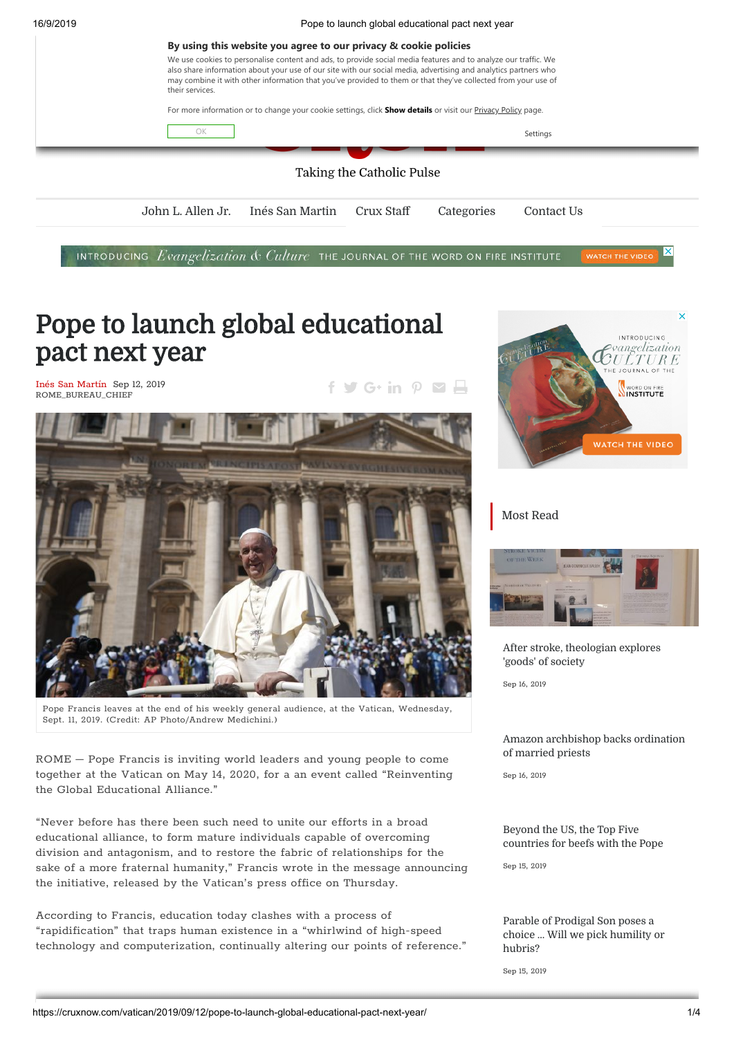# Pope to launch global educational pact next year

Inés San Martín Sep 12, 2019
ROME_BUREAU_CHIEF

Pope Francis leaves at the end of his weekly general audience, at the Vatican, Wednesday, Sept. 11, 2019. (Credit: AP Photo/Andrew Medichini.)

ROME — Pope Francis is inviting world leaders and young people to come together at the Vatican on May 14, 2020, for a an event called "Reinventing the Global Educational Alliance."

"Never before has there been such need to unite our efforts in a broad educational alliance, to form mature individuals capable of overcoming division and antagonism, and to restore the fabric of relationships for the sake of a more fraternal humanity," Francis wrote in the message announcing the initiative, released by the Vatican's press office on Thursday.

According to Francis, education today clashes with a process of "rapidification" that traps human existence in a "whirlwind of high-speed technology and computerization, continually altering our points of reference."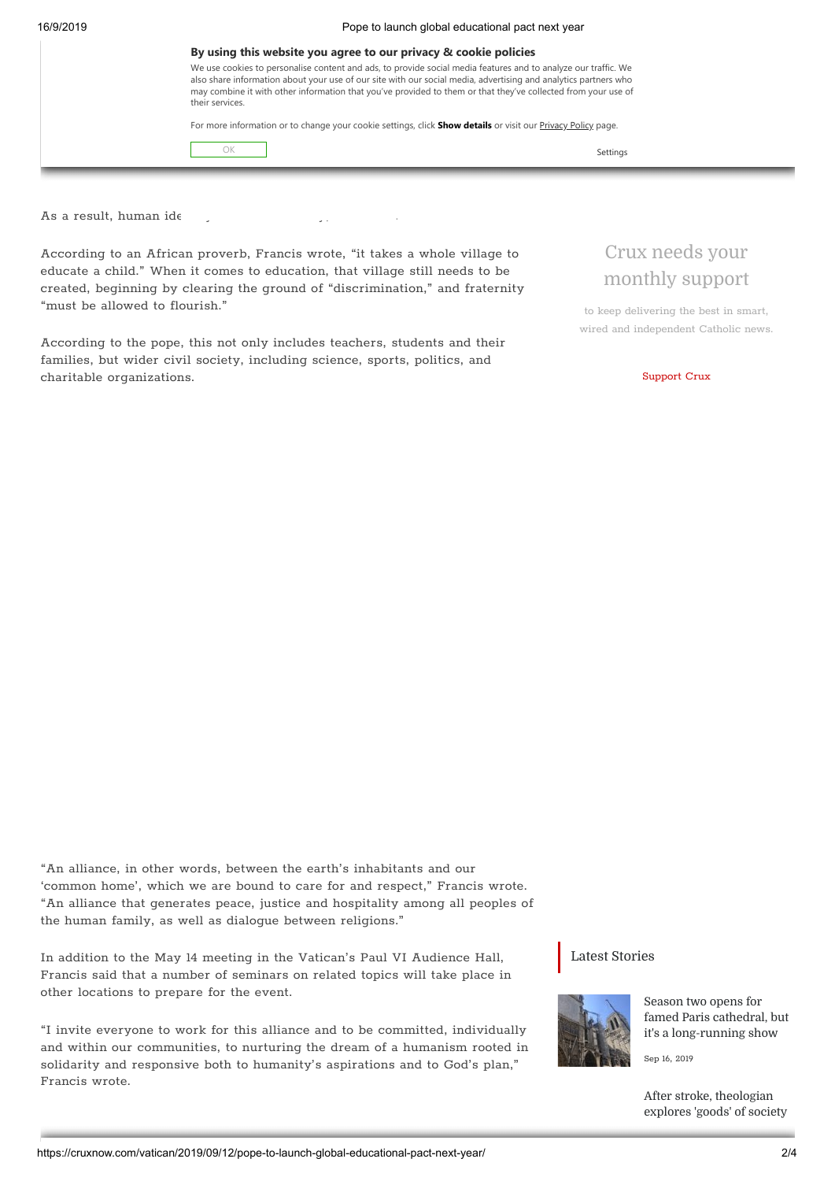As a result, human ide

According to an African proverb, Francis wrote, “it takes a whole village to educate a child.” When it comes to education, that village still needs to be created, beginning by clearing the ground of “discrimination,” and fraternity “must be allowed to flourish.”

According to the pope, this not only includes teachers, students and their families, but wider civil society, including science, sports, politics, and charitable organizations.

“An alliance, in other words, between the earth’s inhabitants and our ‘common home’, which we are bound to care for and respect,” Francis wrote. “An alliance that generates peace, justice and hospitality among all peoples of the human family, as well as dialogue between religions.”

In addition to the May 14 meeting in the Vatican’s Paul VI Audience Hall, Francis said that a number of seminars on related topics will take place in other locations to prepare for the event.

“I invite everyone to work for this alliance and to be committed, individually and within our communities, to nurturing the dream of a humanism rooted in solidarity and responsive both to humanity’s aspirations and to God’s plan,” Francis wrote.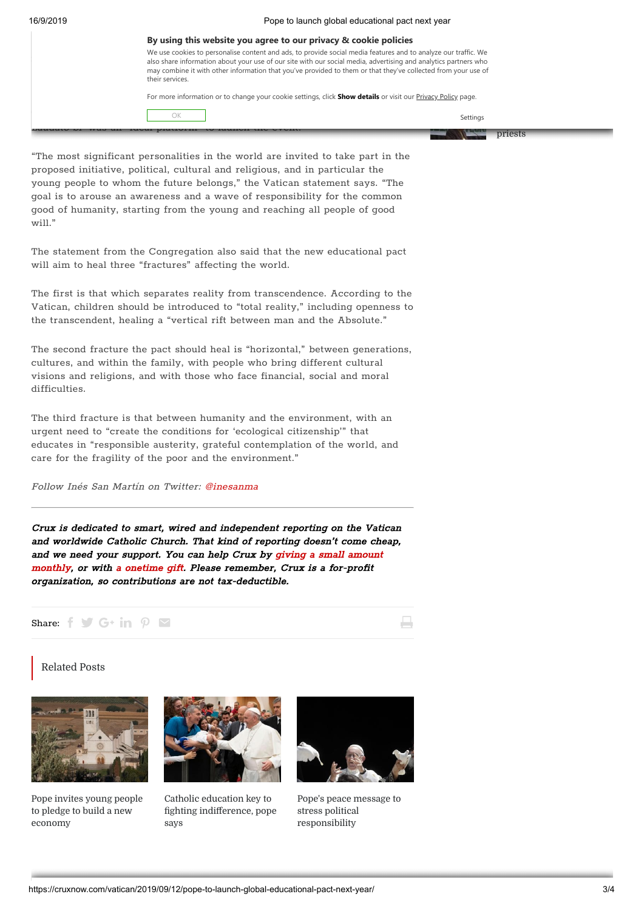"The most significant personalities in the world are invited to take part in the proposed initiative, political, cultural and religious, and in particular the young people to whom the future belongs," the Vatican statement says. "The goal is to arouse an awareness and a wave of responsibility for the common good of humanity, starting from the young and reaching all people of good will."

The statement from the Congregation also said that the new educational pact will aim to heal three "fractures" affecting the world.

The first is that which separates reality from transcendence. According to the Vatican, children should be introduced to "total reality," including openness to the transcendent, healing a "vertical rift between man and the Absolute."

The second fracture the pact should heal is "horizontal," between generations, cultures, and within the family, with people who bring different cultural visions and religions, and with those who face financial, social and moral difficulties.

The third fracture is that between humanity and the environment, with an urgent need to "create the conditions for 'ecological citizenship'" that educates in "responsible austerity, grateful contemplation of the world, and care for the fragility of the poor and the environment."

*Follow Inés San Martín on Twitter: @inesanma*

---

***Crux is dedicated to smart, wired and independent reporting on the Vatican and worldwide Catholic Church. That kind of reporting doesn't come cheap, and we need your support. You can help Crux by giving a small amount monthly, or with a onetime gift. Please remember, Crux is a for-profit organization, so contributions are not tax-deductible.***

Share:

## Related Posts

Pope invites young people to pledge to build a new economy

Catholic education key to fighting indifference, pope says

Pope's peace message to stress political responsibility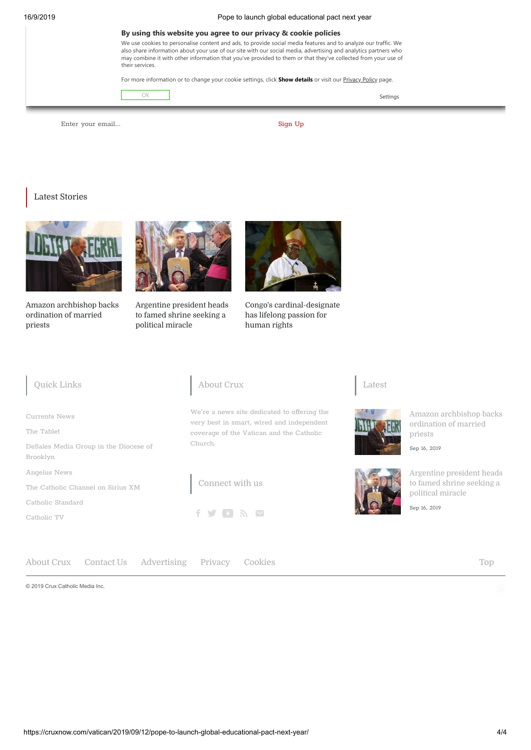**By using this website you agree to our privacy & cookie policies**

We use cookies to personalise content and ads, to provide social media features and to analyze our traffic. We also share information about your use of our site with our social media, advertising and analytics partners who may combine it with other information that you've provided to them or that they've collected from your use of their services.

For more information or to change your cookie settings, click **Show details** or visit our Privacy Policy page.

OK

Settings

Enter your email...

Sign Up

## Latest Stories

Amazon archbishop backs ordination of married priests

Argentine president heads to famed shrine seeking a political miracle

Congo's cardinal-designate has lifelong passion for human rights

### Quick Links

- Currents News
- The Tablet
- DeSales Media Group in the Diocese of Brooklyn
- Angelus News
- The Catholic Channel on Sirius XM
- Catholic Standard
- Catholic TV

### About Crux

We're a news site dedicated to offering the very best in smart, wired and independent coverage of the Vatican and the Catholic Church.

### Connect with us

### Latest

Amazon archbishop backs ordination of married priests

Sep 16, 2019

Argentine president heads to famed shrine seeking a political miracle

Sep 16, 2019

About Crux | Contact Us | Advertising | Privacy | Cookies

Top

© 2019 Crux Catholic Media Inc.